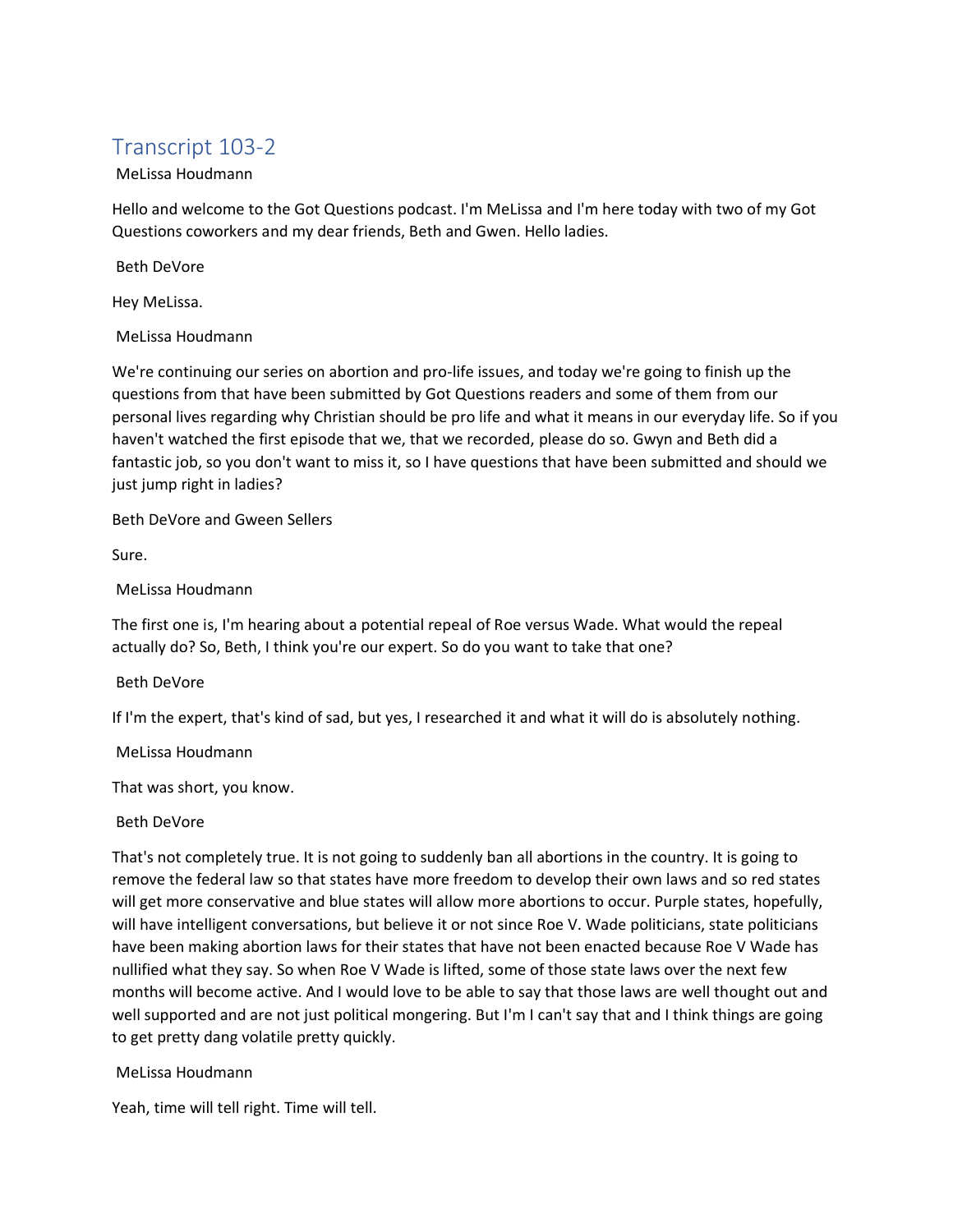# Transcript 103-2

MeLissa Houdmann

Hello and welcome to the Got Questions podcast. I'm MeLissa and I'm here today with two of my Got Questions coworkers and my dear friends, Beth and Gwen. Hello ladies.

Beth DeVore

Hey MeLissa.

MeLissa Houdmann

We're continuing our series on abortion and pro-life issues, and today we're going to finish up the questions from that have been submitted by Got Questions readers and some of them from our personal lives regarding why Christian should be pro life and what it means in our everyday life. So if you haven't watched the first episode that we, that we recorded, please do so. Gwyn and Beth did a fantastic job, so you don't want to miss it, so I have questions that have been submitted and should we just jump right in ladies?

Beth DeVore and Gween Sellers

Sure.

MeLissa Houdmann

The first one is, I'm hearing about a potential repeal of Roe versus Wade. What would the repeal actually do? So, Beth, I think you're our expert. So do you want to take that one?

Beth DeVore

If I'm the expert, that's kind of sad, but yes, I researched it and what it will do is absolutely nothing.

MeLissa Houdmann

That was short, you know.

Beth DeVore

That's not completely true. It is not going to suddenly ban all abortions in the country. It is going to remove the federal law so that states have more freedom to develop their own laws and so red states will get more conservative and blue states will allow more abortions to occur. Purple states, hopefully, will have intelligent conversations, but believe it or not since Roe V. Wade politicians, state politicians have been making abortion laws for their states that have not been enacted because Roe V Wade has nullified what they say. So when Roe V Wade is lifted, some of those state laws over the next few months will become active. And I would love to be able to say that those laws are well thought out and well supported and are not just political mongering. But I'm I can't say that and I think things are going to get pretty dang volatile pretty quickly.

MeLissa Houdmann

Yeah, time will tell right. Time will tell.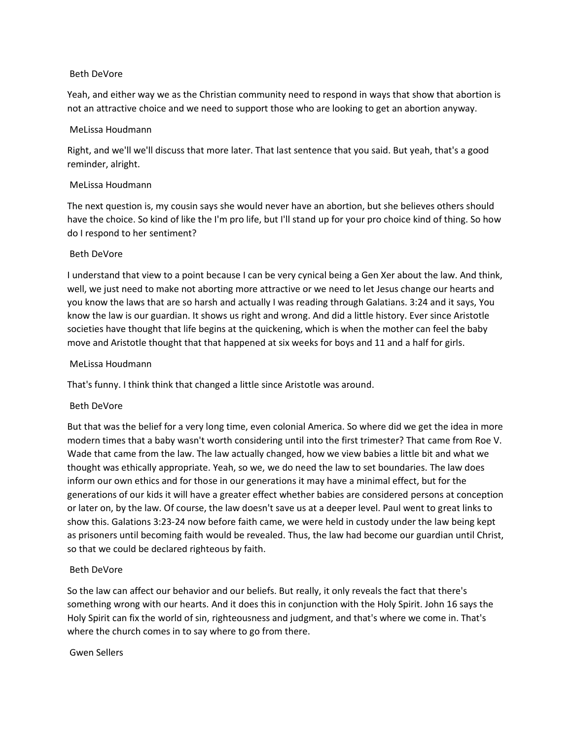Beth DeVore

Yeah, and either way we as the Christian community need to respond in ways that show that abortion is not an attractive choice and we need to support those who are looking to get an abortion anyway.

MeLissa Houdmann

Right, and we'll we'll discuss that more later. That last sentence that you said. But yeah, that's a good reminder, alright.

MeLissa Houdmann

The next question is, my cousin says she would never have an abortion, but she believes others should have the choice. So kind of like the I'm pro life, but I'll stand up for your pro choice kind of thing. So how do I respond to her sentiment?

Beth DeVore

I understand that view to a point because I can be very cynical being a Gen Xer about the law. And think, well, we just need to make not aborting more attractive or we need to let Jesus change our hearts and you know the laws that are so harsh and actually I was reading through Galatians. 3:24 and it says, You know the law is our guardian. It shows us right and wrong. And did a little history. Ever since Aristotle societies have thought that life begins at the quickening, which is when the mother can feel the baby move and Aristotle thought that that happened at six weeks for boys and 11 and a half for girls.

MeLissa Houdmann

That's funny. I think think that changed a little since Aristotle was around.

Beth DeVore

But that was the belief for a very long time, even colonial America. So where did we get the idea in more modern times that a baby wasn't worth considering until into the first trimester? That came from Roe V. Wade that came from the law. The law actually changed, how we view babies a little bit and what we thought was ethically appropriate. Yeah, so we, we do need the law to set boundaries. The law does inform our own ethics and for those in our generations it may have a minimal effect, but for the generations of our kids it will have a greater effect whether babies are considered persons at conception or later on, by the law. Of course, the law doesn't save us at a deeper level. Paul went to great links to show this. Galations 3:23-24 now before faith came, we were held in custody under the law being kept as prisoners until becoming faith would be revealed. Thus, the law had become our guardian until Christ, so that we could be declared righteous by faith.

Beth DeVore

So the law can affect our behavior and our beliefs. But really, it only reveals the fact that there's something wrong with our hearts. And it does this in conjunction with the Holy Spirit. John 16 says the Holy Spirit can fix the world of sin, righteousness and judgment, and that's where we come in. That's where the church comes in to say where to go from there.

Gwen Sellers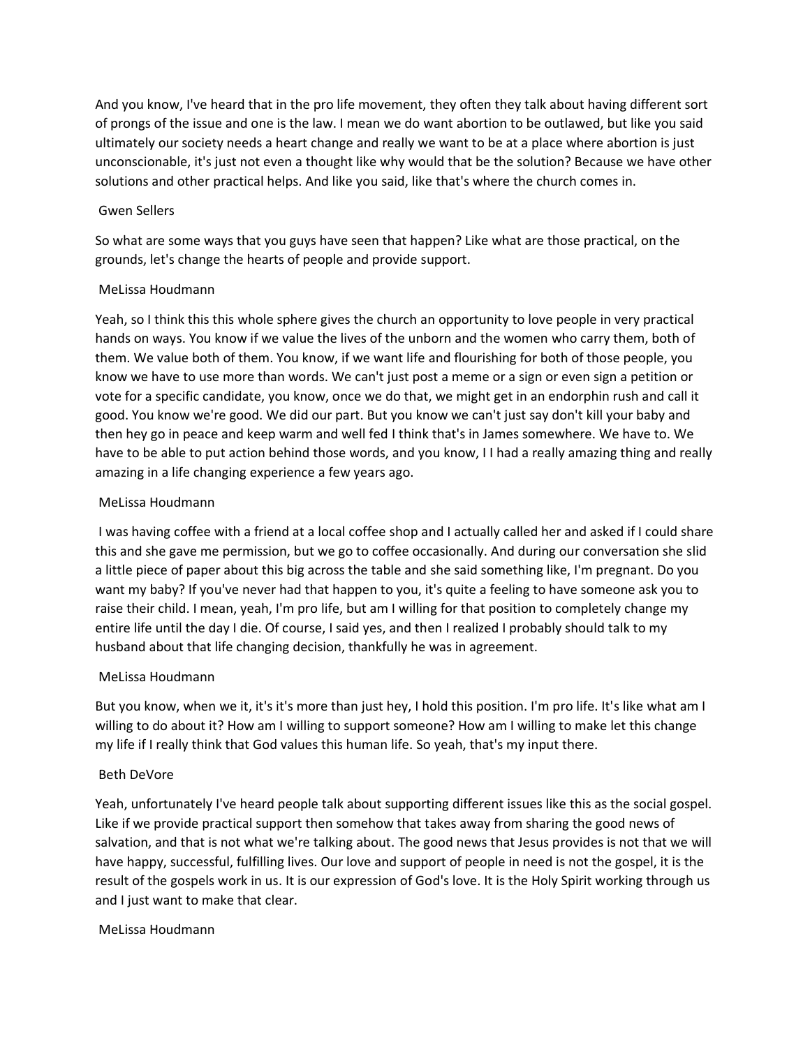And you know, I've heard that in the pro life movement, they often they talk about having different sort of prongs of the issue and one is the law. I mean we do want abortion to be outlawed, but like you said ultimately our society needs a heart change and really we want to be at a place where abortion is just unconscionable, it's just not even a thought like why would that be the solution? Because we have other solutions and other practical helps. And like you said, like that's where the church comes in.

Gwen Sellers

So what are some ways that you guys have seen that happen? Like what are those practical, on the grounds, let's change the hearts of people and provide support.

MeLissa Houdmann

Yeah, so I think this this whole sphere gives the church an opportunity to love people in very practical hands on ways. You know if we value the lives of the unborn and the women who carry them, both of them. We value both of them. You know, if we want life and flourishing for both of those people, you know we have to use more than words. We can't just post a meme or a sign or even sign a petition or vote for a specific candidate, you know, once we do that, we might get in an endorphin rush and call it good. You know we're good. We did our part. But you know we can't just say don't kill your baby and then hey go in peace and keep warm and well fed I think that's in James somewhere. We have to. We have to be able to put action behind those words, and you know, I I had a really amazing thing and really amazing in a life changing experience a few years ago.

MeLissa Houdmann

I was having coffee with a friend at a local coffee shop and I actually called her and asked if I could share this and she gave me permission, but we go to coffee occasionally. And during our conversation she slid a little piece of paper about this big across the table and she said something like, I'm pregnant. Do you want my baby? If you've never had that happen to you, it's quite a feeling to have someone ask you to raise their child. I mean, yeah, I'm pro life, but am I willing for that position to completely change my entire life until the day I die. Of course, I said yes, and then I realized I probably should talk to my husband about that life changing decision, thankfully he was in agreement.

MeLissa Houdmann

But you know, when we it, it's it's more than just hey, I hold this position. I'm pro life. It's like what am I willing to do about it? How am I willing to support someone? How am I willing to make let this change my life if I really think that God values this human life. So yeah, that's my input there.

Beth DeVore

Yeah, unfortunately I've heard people talk about supporting different issues like this as the social gospel. Like if we provide practical support then somehow that takes away from sharing the good news of salvation, and that is not what we're talking about. The good news that Jesus provides is not that we will have happy, successful, fulfilling lives. Our love and support of people in need is not the gospel, it is the result of the gospels work in us. It is our expression of God's love. It is the Holy Spirit working through us and I just want to make that clear.

MeLissa Houdmann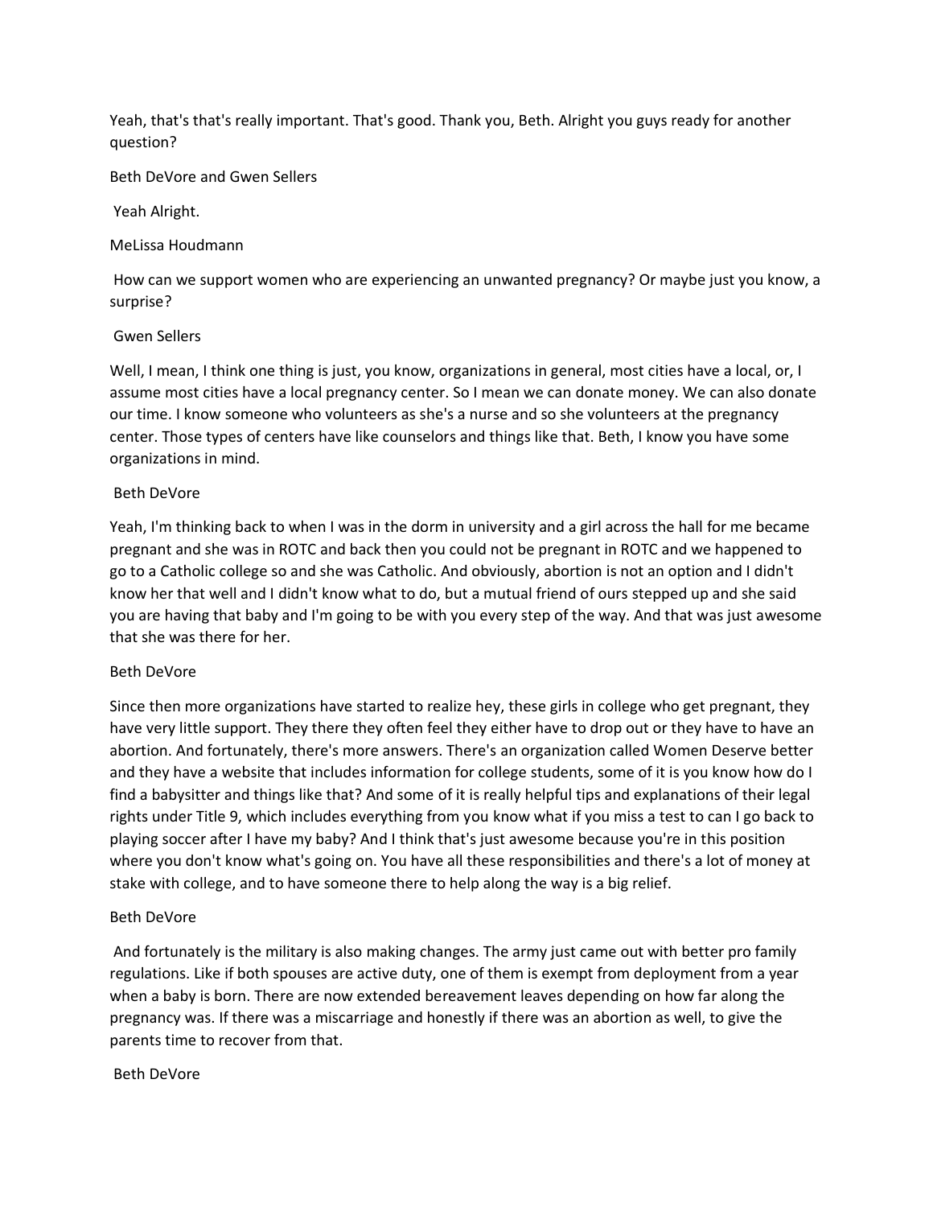Yeah, that's that's really important. That's good. Thank you, Beth. Alright you guys ready for another question?

Beth DeVore and Gwen Sellers

Yeah Alright.

MeLissa Houdmann

How can we support women who are experiencing an unwanted pregnancy? Or maybe just you know, a surprise?

Gwen Sellers

Well, I mean, I think one thing is just, you know, organizations in general, most cities have a local, or, I assume most cities have a local pregnancy center. So I mean we can donate money. We can also donate our time. I know someone who volunteers as she's a nurse and so she volunteers at the pregnancy center. Those types of centers have like counselors and things like that. Beth, I know you have some organizations in mind.

Beth DeVore

Yeah, I'm thinking back to when I was in the dorm in university and a girl across the hall for me became pregnant and she was in ROTC and back then you could not be pregnant in ROTC and we happened to go to a Catholic college so and she was Catholic. And obviously, abortion is not an option and I didn't know her that well and I didn't know what to do, but a mutual friend of ours stepped up and she said you are having that baby and I'm going to be with you every step of the way. And that was just awesome that she was there for her.

Beth DeVore

Since then more organizations have started to realize hey, these girls in college who get pregnant, they have very little support. They there they often feel they either have to drop out or they have to have an abortion. And fortunately, there's more answers. There's an organization called Women Deserve better and they have a website that includes information for college students, some of it is you know how do I find a babysitter and things like that? And some of it is really helpful tips and explanations of their legal rights under Title 9, which includes everything from you know what if you miss a test to can I go back to playing soccer after I have my baby? And I think that's just awesome because you're in this position where you don't know what's going on. You have all these responsibilities and there's a lot of money at stake with college, and to have someone there to help along the way is a big relief.

Beth DeVore

And fortunately is the military is also making changes. The army just came out with better pro family regulations. Like if both spouses are active duty, one of them is exempt from deployment from a year when a baby is born. There are now extended bereavement leaves depending on how far along the pregnancy was. If there was a miscarriage and honestly if there was an abortion as well, to give the parents time to recover from that.

Beth DeVore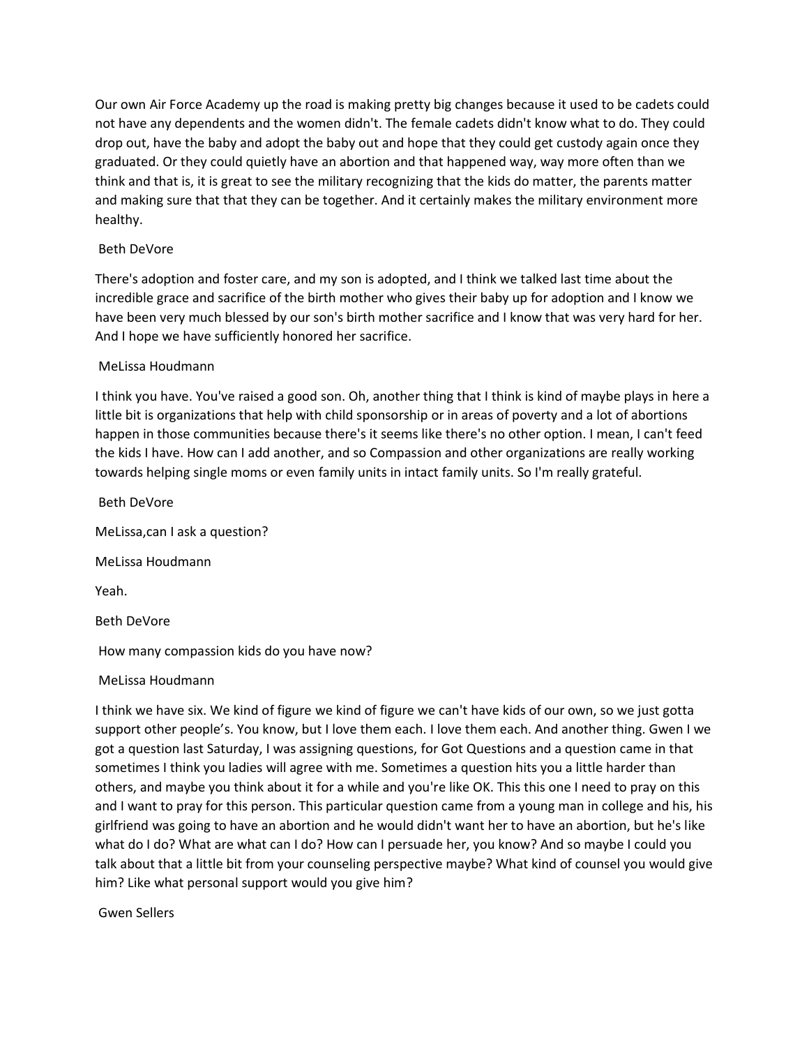Our own Air Force Academy up the road is making pretty big changes because it used to be cadets could not have any dependents and the women didn't. The female cadets didn't know what to do. They could drop out, have the baby and adopt the baby out and hope that they could get custody again once they graduated. Or they could quietly have an abortion and that happened way, way more often than we think and that is, it is great to see the military recognizing that the kids do matter, the parents matter and making sure that that they can be together. And it certainly makes the military environment more healthy.

Beth DeVore

There's adoption and foster care, and my son is adopted, and I think we talked last time about the incredible grace and sacrifice of the birth mother who gives their baby up for adoption and I know we have been very much blessed by our son's birth mother sacrifice and I know that was very hard for her. And I hope we have sufficiently honored her sacrifice.

MeLissa Houdmann

I think you have. You've raised a good son. Oh, another thing that I think is kind of maybe plays in here a little bit is organizations that help with child sponsorship or in areas of poverty and a lot of abortions happen in those communities because there's it seems like there's no other option. I mean, I can't feed the kids I have. How can I add another, and so Compassion and other organizations are really working towards helping single moms or even family units in intact family units. So I'm really grateful.

Beth DeVore

MeLissa,can I ask a question?

MeLissa Houdmann

Yeah.

Beth DeVore

How many compassion kids do you have now?

MeLissa Houdmann

I think we have six. We kind of figure we kind of figure we can't have kids of our own, so we just gotta support other people's. You know, but I love them each. I love them each. And another thing. Gwen I we got a question last Saturday, I was assigning questions, for Got Questions and a question came in that sometimes I think you ladies will agree with me. Sometimes a question hits you a little harder than others, and maybe you think about it for a while and you're like OK. This this one I need to pray on this and I want to pray for this person. This particular question came from a young man in college and his, his girlfriend was going to have an abortion and he would didn't want her to have an abortion, but he's like what do I do? What are what can I do? How can I persuade her, you know? And so maybe I could you talk about that a little bit from your counseling perspective maybe? What kind of counsel you would give him? Like what personal support would you give him?

Gwen Sellers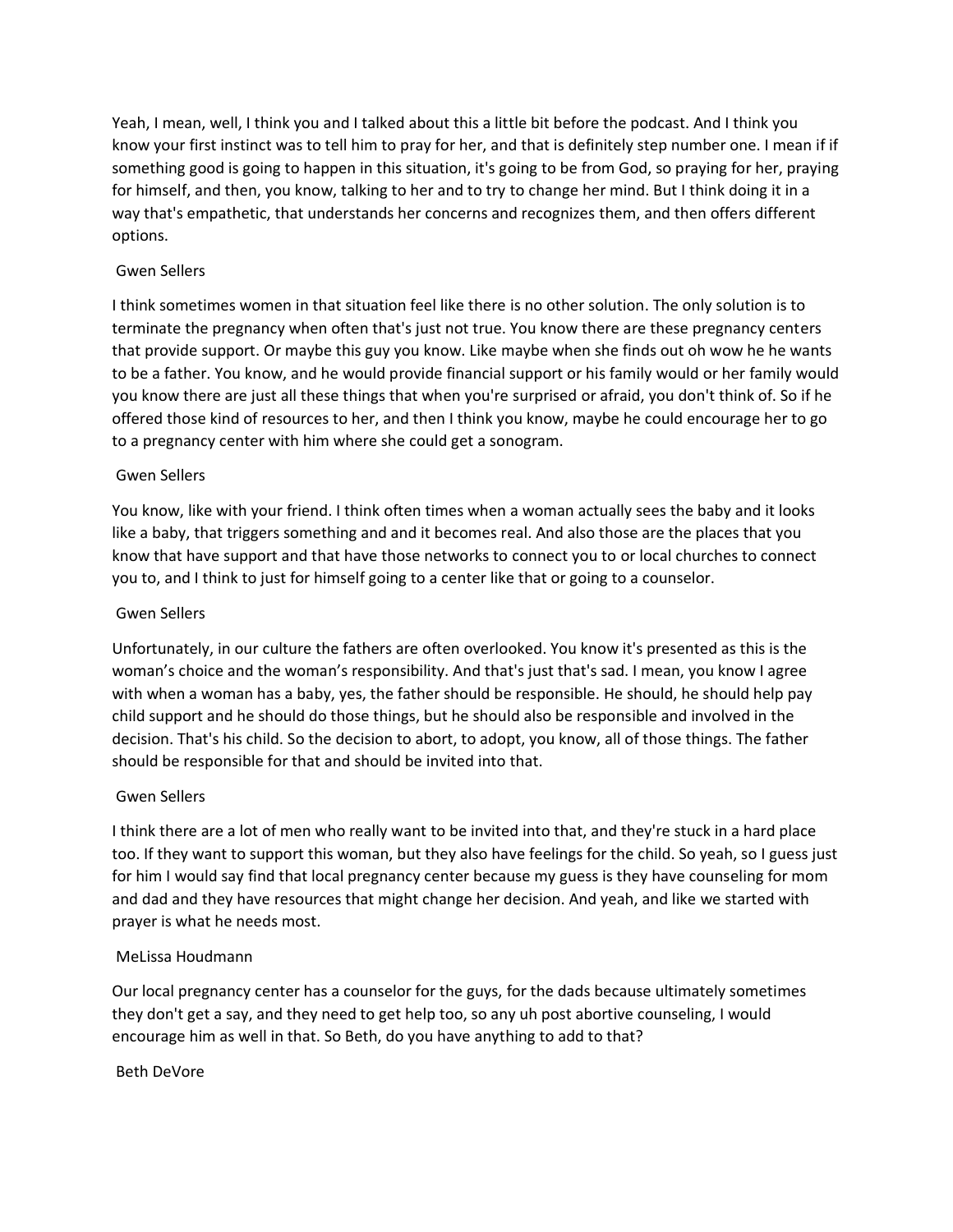Yeah, I mean, well, I think you and I talked about this a little bit before the podcast. And I think you know your first instinct was to tell him to pray for her, and that is definitely step number one. I mean if if something good is going to happen in this situation, it's going to be from God, so praying for her, praying for himself, and then, you know, talking to her and to try to change her mind. But I think doing it in a way that's empathetic, that understands her concerns and recognizes them, and then offers different options.

Gwen Sellers

I think sometimes women in that situation feel like there is no other solution. The only solution is to terminate the pregnancy when often that's just not true. You know there are these pregnancy centers that provide support. Or maybe this guy you know. Like maybe when she finds out oh wow he he wants to be a father. You know, and he would provide financial support or his family would or her family would you know there are just all these things that when you're surprised or afraid, you don't think of. So if he offered those kind of resources to her, and then I think you know, maybe he could encourage her to go to a pregnancy center with him where she could get a sonogram.

Gwen Sellers

You know, like with your friend. I think often times when a woman actually sees the baby and it looks like a baby, that triggers something and and it becomes real. And also those are the places that you know that have support and that have those networks to connect you to or local churches to connect you to, and I think to just for himself going to a center like that or going to a counselor.

Gwen Sellers

Unfortunately, in our culture the fathers are often overlooked. You know it's presented as this is the woman's choice and the woman's responsibility. And that's just that's sad. I mean, you know I agree with when a woman has a baby, yes, the father should be responsible. He should, he should help pay child support and he should do those things, but he should also be responsible and involved in the decision. That's his child. So the decision to abort, to adopt, you know, all of those things. The father should be responsible for that and should be invited into that.

Gwen Sellers

I think there are a lot of men who really want to be invited into that, and they're stuck in a hard place too. If they want to support this woman, but they also have feelings for the child. So yeah, so I guess just for him I would say find that local pregnancy center because my guess is they have counseling for mom and dad and they have resources that might change her decision. And yeah, and like we started with prayer is what he needs most.

MeLissa Houdmann

Our local pregnancy center has a counselor for the guys, for the dads because ultimately sometimes they don't get a say, and they need to get help too, so any uh post abortive counseling, I would encourage him as well in that. So Beth, do you have anything to add to that?

Beth DeVore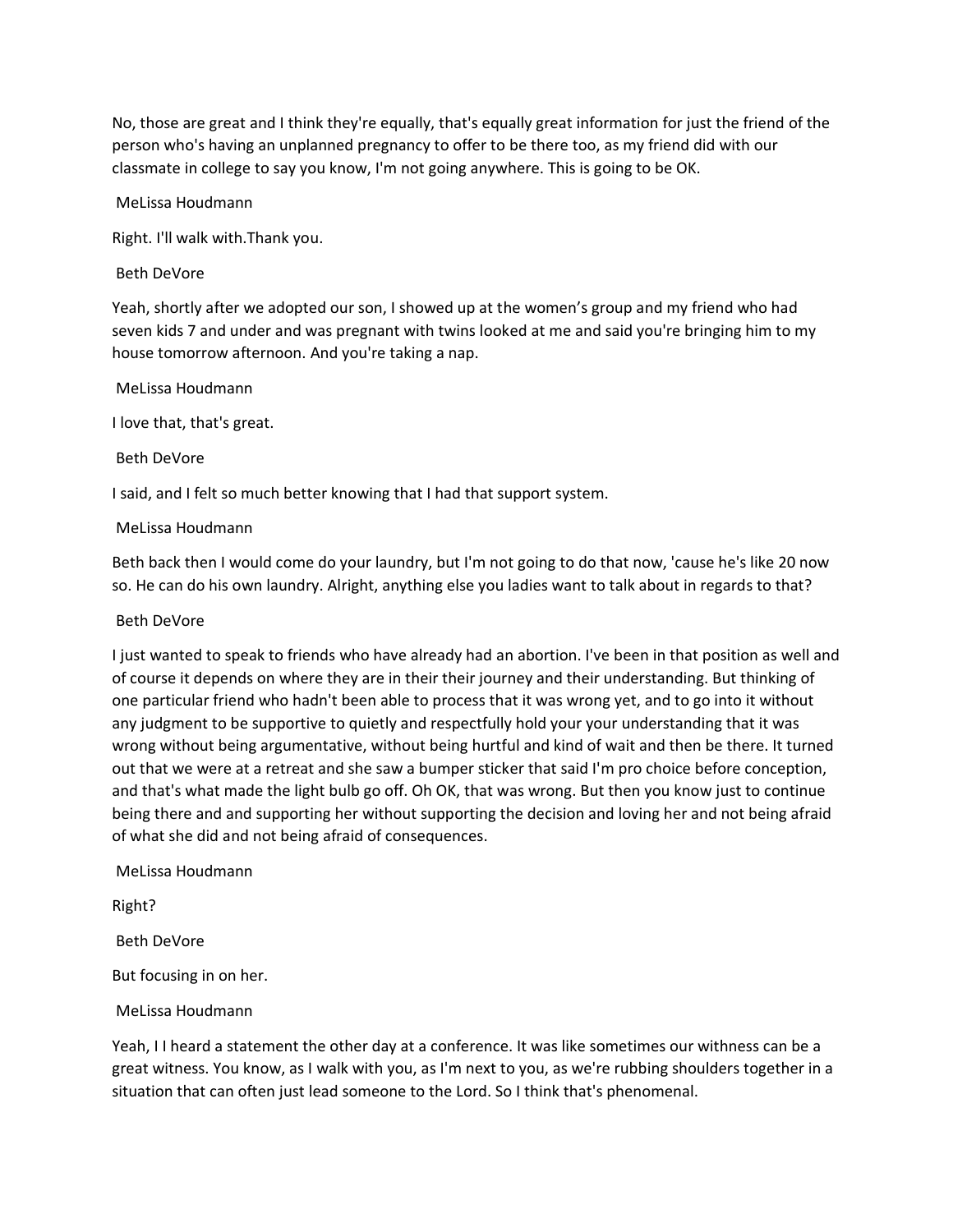No, those are great and I think they're equally, that's equally great information for just the friend of the person who's having an unplanned pregnancy to offer to be there too, as my friend did with our classmate in college to say you know, I'm not going anywhere. This is going to be OK.

MeLissa Houdmann

Right. I'll walk with.Thank you.

Beth DeVore

Yeah, shortly after we adopted our son, I showed up at the women's group and my friend who had seven kids 7 and under and was pregnant with twins looked at me and said you're bringing him to my house tomorrow afternoon. And you're taking a nap.

MeLissa Houdmann

I love that, that's great.

Beth DeVore

I said, and I felt so much better knowing that I had that support system.

MeLissa Houdmann

Beth back then I would come do your laundry, but I'm not going to do that now, 'cause he's like 20 now so. He can do his own laundry. Alright, anything else you ladies want to talk about in regards to that?

Beth DeVore

I just wanted to speak to friends who have already had an abortion. I've been in that position as well and of course it depends on where they are in their their journey and their understanding. But thinking of one particular friend who hadn't been able to process that it was wrong yet, and to go into it without any judgment to be supportive to quietly and respectfully hold your your understanding that it was wrong without being argumentative, without being hurtful and kind of wait and then be there. It turned out that we were at a retreat and she saw a bumper sticker that said I'm pro choice before conception, and that's what made the light bulb go off. Oh OK, that was wrong. But then you know just to continue being there and and supporting her without supporting the decision and loving her and not being afraid of what she did and not being afraid of consequences.

MeLissa Houdmann

Right?

Beth DeVore

But focusing in on her.

MeLissa Houdmann

Yeah, I I heard a statement the other day at a conference. It was like sometimes our withness can be a great witness. You know, as I walk with you, as I'm next to you, as we're rubbing shoulders together in a situation that can often just lead someone to the Lord. So I think that's phenomenal.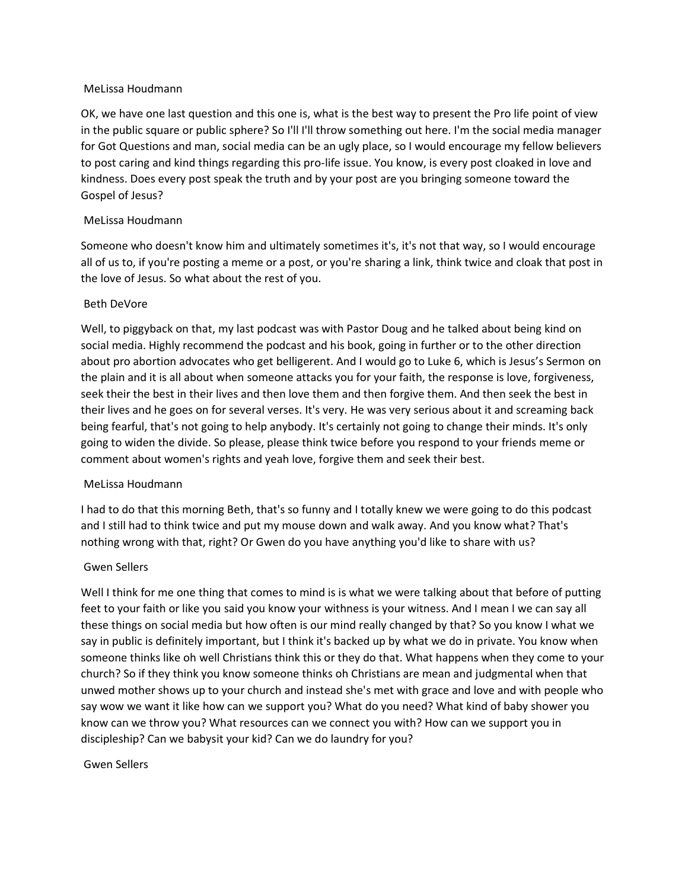MeLissa Houdmann

OK, we have one last question and this one is, what is the best way to present the Pro life point of view in the public square or public sphere? So I'll I'll throw something out here. I'm the social media manager for Got Questions and man, social media can be an ugly place, so I would encourage my fellow believers to post caring and kind things regarding this pro-life issue. You know, is every post cloaked in love and kindness. Does every post speak the truth and by your post are you bringing someone toward the Gospel of Jesus?

MeLissa Houdmann

Someone who doesn't know him and ultimately sometimes it's, it's not that way, so I would encourage all of us to, if you're posting a meme or a post, or you're sharing a link, think twice and cloak that post in the love of Jesus. So what about the rest of you.

Beth DeVore

Well, to piggyback on that, my last podcast was with Pastor Doug and he talked about being kind on social media. Highly recommend the podcast and his book, going in further or to the other direction about pro abortion advocates who get belligerent. And I would go to Luke 6, which is Jesus's Sermon on the plain and it is all about when someone attacks you for your faith, the response is love, forgiveness, seek their the best in their lives and then love them and then forgive them. And then seek the best in their lives and he goes on for several verses. It's very. He was very serious about it and screaming back being fearful, that's not going to help anybody. It's certainly not going to change their minds. It's only going to widen the divide. So please, please think twice before you respond to your friends meme or comment about women's rights and yeah love, forgive them and seek their best.

MeLissa Houdmann

I had to do that this morning Beth, that's so funny and I totally knew we were going to do this podcast and I still had to think twice and put my mouse down and walk away. And you know what? That's nothing wrong with that, right? Or Gwen do you have anything you'd like to share with us?

Gwen Sellers

Well I think for me one thing that comes to mind is is what we were talking about that before of putting feet to your faith or like you said you know your withness is your witness. And I mean I we can say all these things on social media but how often is our mind really changed by that? So you know I what we say in public is definitely important, but I think it's backed up by what we do in private. You know when someone thinks like oh well Christians think this or they do that. What happens when they come to your church? So if they think you know someone thinks oh Christians are mean and judgmental when that unwed mother shows up to your church and instead she's met with grace and love and with people who say wow we want it like how can we support you? What do you need? What kind of baby shower you know can we throw you? What resources can we connect you with? How can we support you in discipleship? Can we babysit your kid? Can we do laundry for you?

Gwen Sellers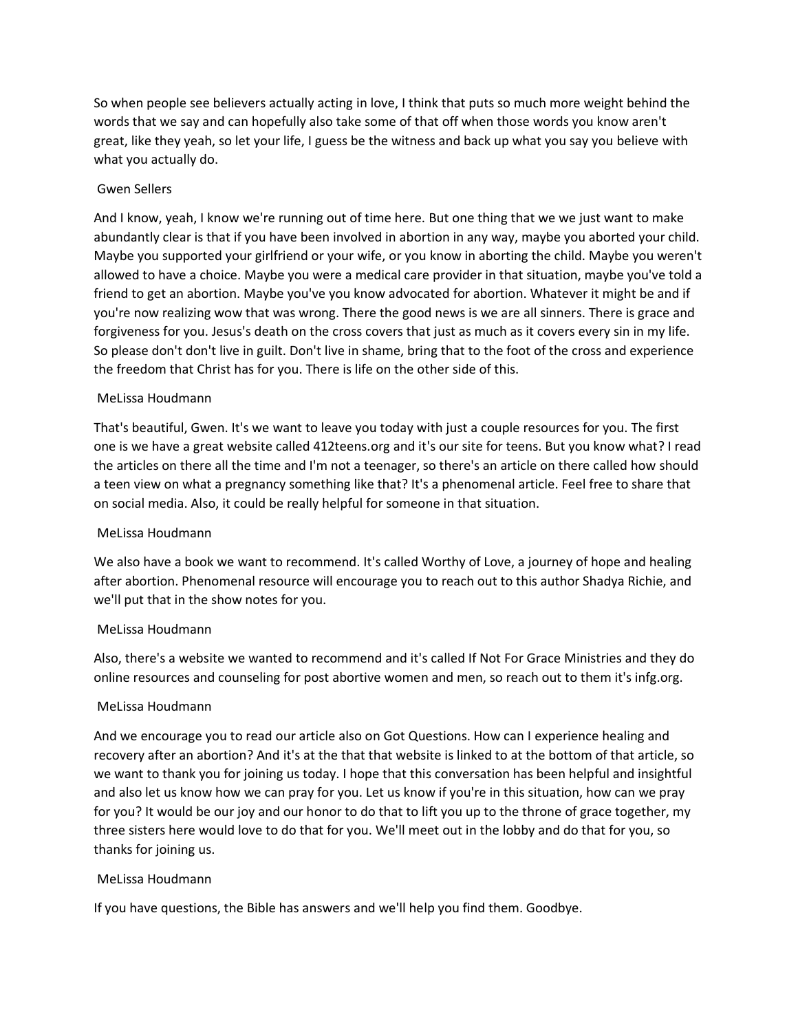So when people see believers actually acting in love, I think that puts so much more weight behind the words that we say and can hopefully also take some of that off when those words you know aren't great, like they yeah, so let your life, I guess be the witness and back up what you say you believe with what you actually do.

Gwen Sellers

And I know, yeah, I know we're running out of time here. But one thing that we we just want to make abundantly clear is that if you have been involved in abortion in any way, maybe you aborted your child. Maybe you supported your girlfriend or your wife, or you know in aborting the child. Maybe you weren't allowed to have a choice. Maybe you were a medical care provider in that situation, maybe you've told a friend to get an abortion. Maybe you've you know advocated for abortion. Whatever it might be and if you're now realizing wow that was wrong. There the good news is we are all sinners. There is grace and forgiveness for you. Jesus's death on the cross covers that just as much as it covers every sin in my life. So please don't don't live in guilt. Don't live in shame, bring that to the foot of the cross and experience the freedom that Christ has for you. There is life on the other side of this.

MeLissa Houdmann

That's beautiful, Gwen. It's we want to leave you today with just a couple resources for you. The first one is we have a great website called 412teens.org and it's our site for teens. But you know what? I read the articles on there all the time and I'm not a teenager, so there's an article on there called how should a teen view on what a pregnancy something like that? It's a phenomenal article. Feel free to share that on social media. Also, it could be really helpful for someone in that situation.

MeLissa Houdmann

We also have a book we want to recommend. It's called Worthy of Love, a journey of hope and healing after abortion. Phenomenal resource will encourage you to reach out to this author Shadya Richie, and we'll put that in the show notes for you.

MeLissa Houdmann

Also, there's a website we wanted to recommend and it's called If Not For Grace Ministries and they do online resources and counseling for post abortive women and men, so reach out to them it's infg.org.

MeLissa Houdmann

And we encourage you to read our article also on Got Questions. How can I experience healing and recovery after an abortion? And it's at the that that website is linked to at the bottom of that article, so we want to thank you for joining us today. I hope that this conversation has been helpful and insightful and also let us know how we can pray for you. Let us know if you're in this situation, how can we pray for you? It would be our joy and our honor to do that to lift you up to the throne of grace together, my three sisters here would love to do that for you. We'll meet out in the lobby and do that for you, so thanks for joining us.

MeLissa Houdmann

If you have questions, the Bible has answers and we'll help you find them. Goodbye.